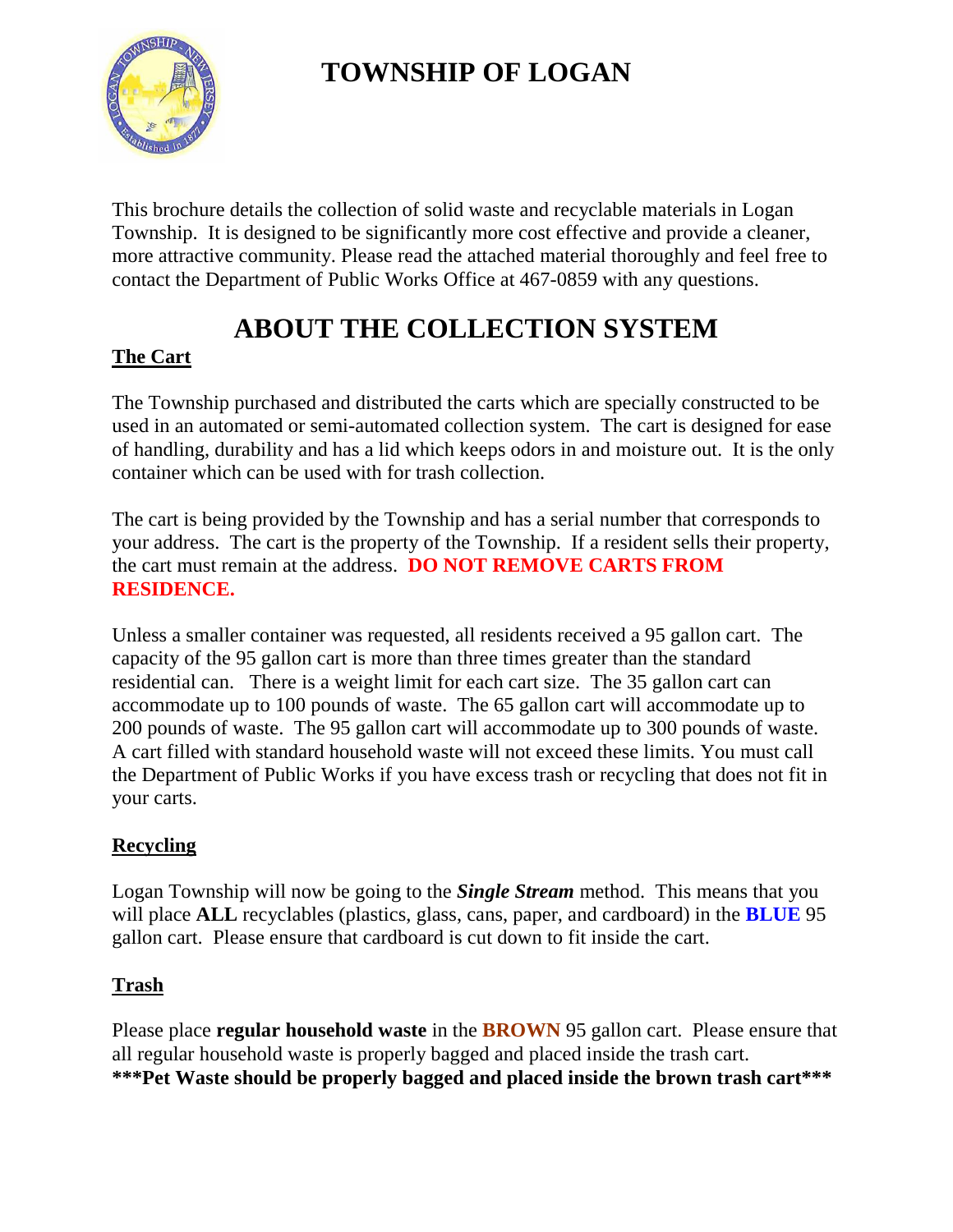# TOWNSHIP OF LOGAN

This brochure details the collection of solid waste and recyclable materials in Logan Township. It is designed to be significantly more cost effective and provide a cleaner, more attractive community. Please read the attached material thoroughly and feel free to contact the Department of Public Works Office at 467-0859 with any questions.

## ABOUT THE COLLECTION SYSTEM

### The Cart

The Township purchased and distributed the carts which are specially constructed to be used in an automated or semi-automated collection system. The cart is designed for ease of handling, durability and has a lid which keeps odors in and moisture out. It is the only container which can be used with for trash collection.

The cart is being provided by the Township and has a serial number that corresponds to your address. The cart is the property of the Township. If a resident sells their property, the cart must remain at the address. **DO NOT REMOVE CARTS FROM RESIDENCE.**

Unless a smaller container was requested, all residents received a 95 gallon cart. The capacity of the 95 gallon cart is more than three times greater than the standard residential can. There is a weight limit for each cart size. The 35 gallon cart can accommodate up to 100 pounds of waste. The 65 gallon cart will accommodate up to 200 pounds of waste. The 95 gallon cart will accommodate up to 300 pounds of waste. A cart filled with standard household waste will not exceed these limits. You must call the Department of Public Works if you have excess trash or recycling that does not fit in your carts.

### Recycling

Logan Township will now be going to the ***Single Stream*** method. This means that you will place **ALL** recyclables (plastics, glass, cans, paper, and cardboard) in the **BLUE** 95 gallon cart. Please ensure that cardboard is cut down to fit inside the cart.

### Trash

Please place **regular household waste** in the **BROWN** 95 gallon cart. Please ensure that all regular household waste is properly bagged and placed inside the trash cart.
**\*\*\*Pet Waste should be properly bagged and placed inside the brown trash cart\*\*\***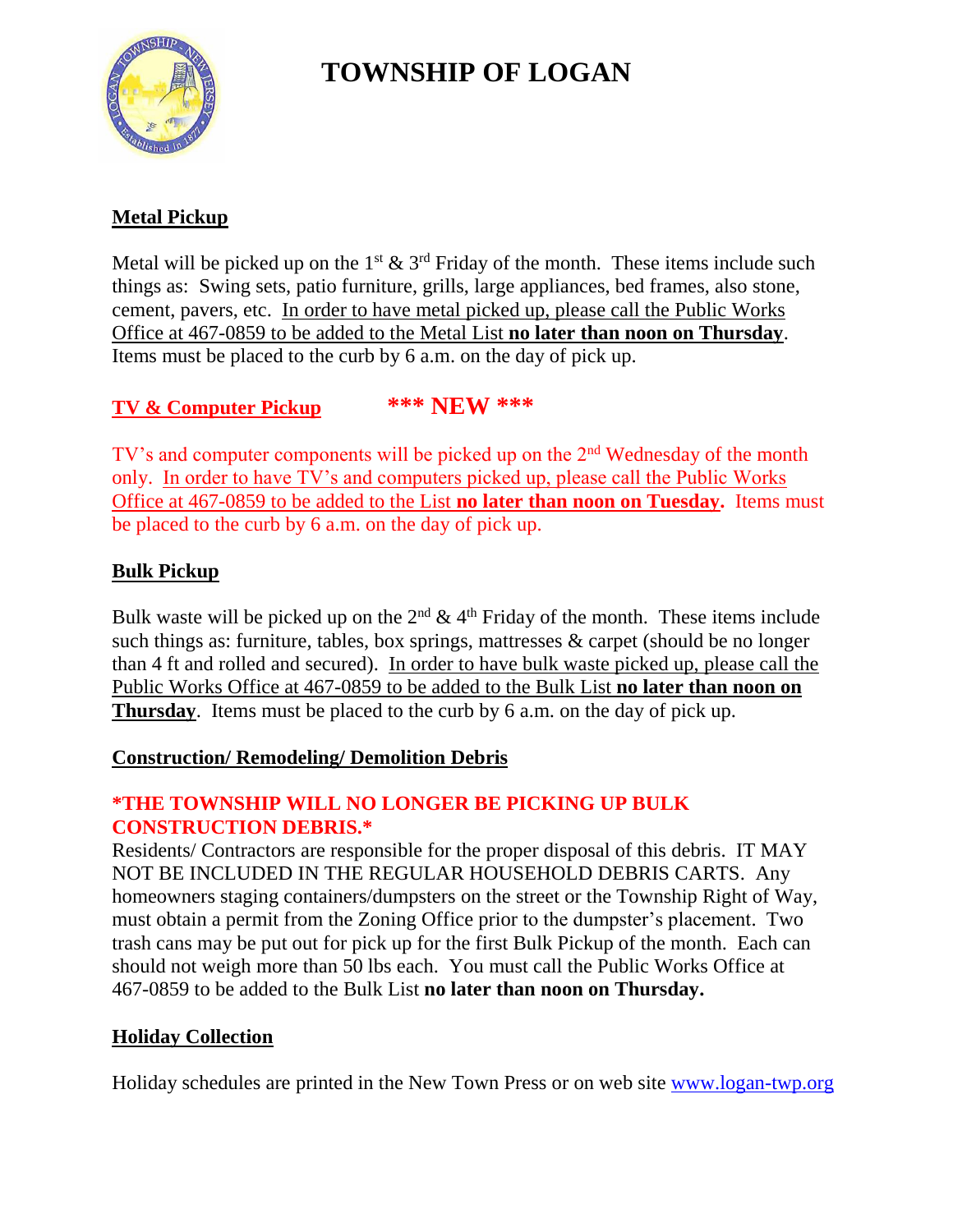# TOWNSHIP OF LOGAN

## Metal Pickup

Metal will be picked up on the 1st & 3rd Friday of the month. These items include such things as: Swing sets, patio furniture, grills, large appliances, bed frames, also stone, cement, pavers, etc. In order to have metal picked up, please call the Public Works Office at 467-0859 to be added to the Metal List **no later than noon on Thursday**. Items must be placed to the curb by 6 a.m. on the day of pick up.

## TV & Computer Pickup **\*\*\* NEW \*\*\***

TV's and computer components will be picked up on the 2nd Wednesday of the month only. In order to have TV's and computers picked up, please call the Public Works Office at 467-0859 to be added to the List **no later than noon on Tuesday.** Items must be placed to the curb by 6 a.m. on the day of pick up.

## Bulk Pickup

Bulk waste will be picked up on the 2nd & 4th Friday of the month. These items include such things as: furniture, tables, box springs, mattresses & carpet (should be no longer than 4 ft and rolled and secured). In order to have bulk waste picked up, please call the Public Works Office at 467-0859 to be added to the Bulk List **no later than noon on Thursday**. Items must be placed to the curb by 6 a.m. on the day of pick up.

## Construction/ Remodeling/ Demolition Debris

**\*THE TOWNSHIP WILL NO LONGER BE PICKING UP BULK CONSTRUCTION DEBRIS.\***

Residents/ Contractors are responsible for the proper disposal of this debris. IT MAY NOT BE INCLUDED IN THE REGULAR HOUSEHOLD DEBRIS CARTS. Any homeowners staging containers/dumpsters on the street or the Township Right of Way, must obtain a permit from the Zoning Office prior to the dumpster's placement. Two trash cans may be put out for pick up for the first Bulk Pickup of the month. Each can should not weigh more than 50 lbs each. You must call the Public Works Office at 467-0859 to be added to the Bulk List **no later than noon on Thursday.**

## Holiday Collection

Holiday schedules are printed in the New Town Press or on web site www.logan-twp.org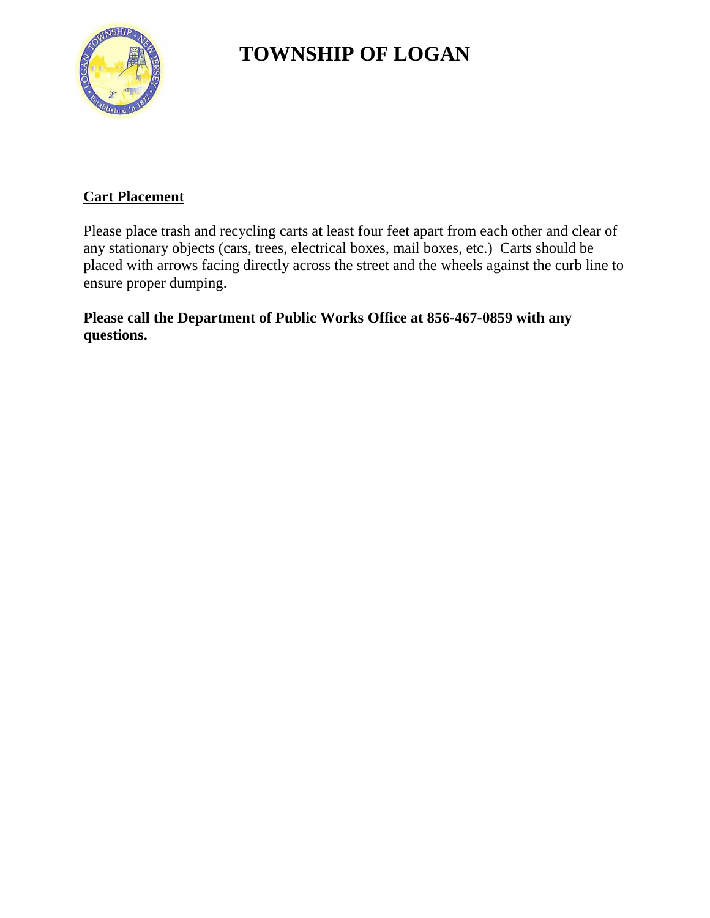# TOWNSHIP OF LOGAN

**<u>Cart Placement</u>**

Please place trash and recycling carts at least four feet apart from each other and clear of any stationary objects (cars, trees, electrical boxes, mail boxes, etc.) Carts should be placed with arrows facing directly across the street and the wheels against the curb line to ensure proper dumping.

**Please call the Department of Public Works Office at 856-467-0859 with any questions.**